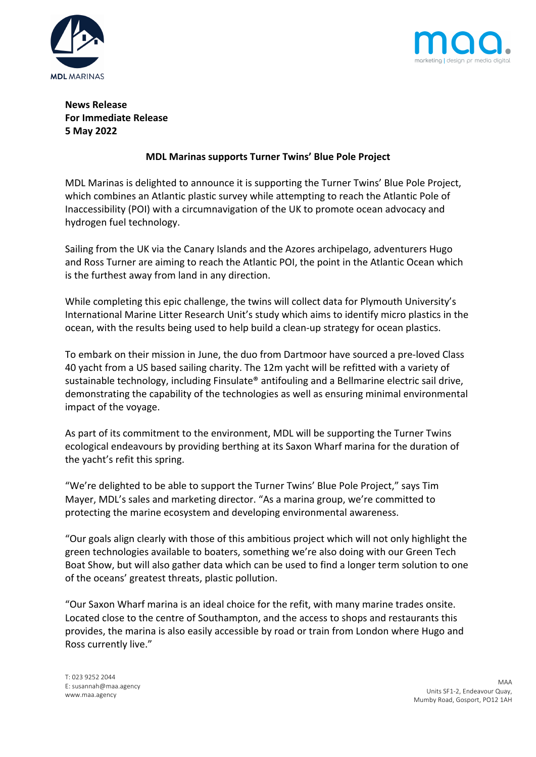**News Release**
**For Immediate Release**
**5 May 2022**

**MDL Marinas supports Turner Twins' Blue Pole Project**

MDL Marinas is delighted to announce it is supporting the Turner Twins' Blue Pole Project, which combines an Atlantic plastic survey while attempting to reach the Atlantic Pole of Inaccessibility (POI) with a circumnavigation of the UK to promote ocean advocacy and hydrogen fuel technology.

Sailing from the UK via the Canary Islands and the Azores archipelago, adventurers Hugo and Ross Turner are aiming to reach the Atlantic POI, the point in the Atlantic Ocean which is the furthest away from land in any direction.

While completing this epic challenge, the twins will collect data for Plymouth University's International Marine Litter Research Unit's study which aims to identify micro plastics in the ocean, with the results being used to help build a clean-up strategy for ocean plastics.

To embark on their mission in June, the duo from Dartmoor have sourced a pre-loved Class 40 yacht from a US based sailing charity. The 12m yacht will be refitted with a variety of sustainable technology, including Finsulate® antifouling and a Bellmarine electric sail drive, demonstrating the capability of the technologies as well as ensuring minimal environmental impact of the voyage.

As part of its commitment to the environment, MDL will be supporting the Turner Twins ecological endeavours by providing berthing at its Saxon Wharf marina for the duration of the yacht's refit this spring.

"We're delighted to be able to support the Turner Twins' Blue Pole Project," says Tim Mayer, MDL's sales and marketing director. "As a marina group, we're committed to protecting the marine ecosystem and developing environmental awareness.

"Our goals align clearly with those of this ambitious project which will not only highlight the green technologies available to boaters, something we're also doing with our Green Tech Boat Show, but will also gather data which can be used to find a longer term solution to one of the oceans' greatest threats, plastic pollution.

"Our Saxon Wharf marina is an ideal choice for the refit, with many marine trades onsite. Located close to the centre of Southampton, and the access to shops and restaurants this provides, the marina is also easily accessible by road or train from London where Hugo and Ross currently live."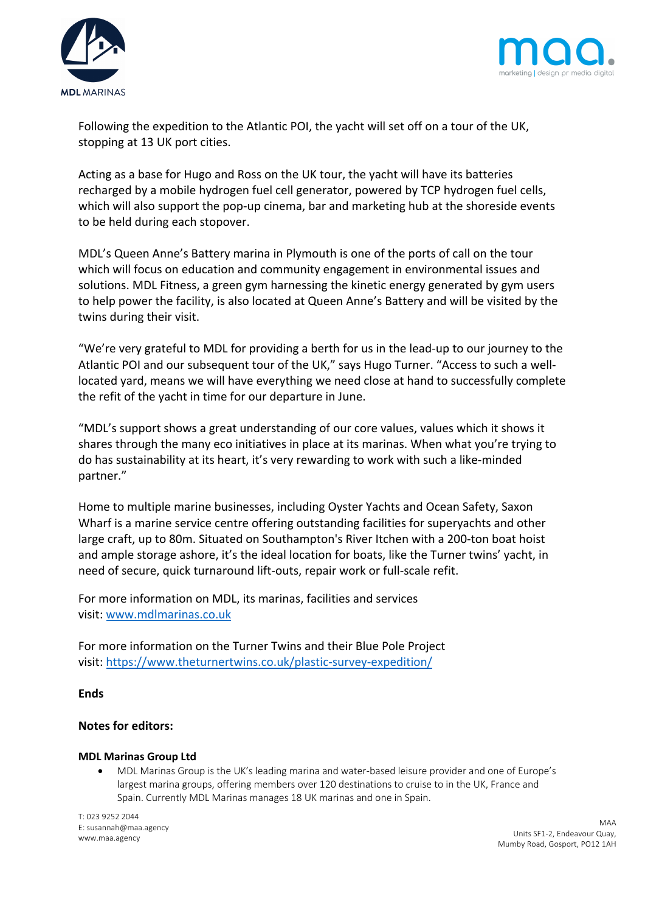Following the expedition to the Atlantic POI, the yacht will set off on a tour of the UK, stopping at 13 UK port cities.

Acting as a base for Hugo and Ross on the UK tour, the yacht will have its batteries recharged by a mobile hydrogen fuel cell generator, powered by TCP hydrogen fuel cells, which will also support the pop-up cinema, bar and marketing hub at the shoreside events to be held during each stopover.

MDL's Queen Anne's Battery marina in Plymouth is one of the ports of call on the tour which will focus on education and community engagement in environmental issues and solutions. MDL Fitness, a green gym harnessing the kinetic energy generated by gym users to help power the facility, is also located at Queen Anne's Battery and will be visited by the twins during their visit.

"We're very grateful to MDL for providing a berth for us in the lead-up to our journey to the Atlantic POI and our subsequent tour of the UK," says Hugo Turner. "Access to such a well-located yard, means we will have everything we need close at hand to successfully complete the refit of the yacht in time for our departure in June.

"MDL's support shows a great understanding of our core values, values which it shows it shares through the many eco initiatives in place at its marinas. When what you're trying to do has sustainability at its heart, it's very rewarding to work with such a like-minded partner."

Home to multiple marine businesses, including Oyster Yachts and Ocean Safety, Saxon Wharf is a marine service centre offering outstanding facilities for superyachts and other large craft, up to 80m. Situated on Southampton's River Itchen with a 200-ton boat hoist and ample storage ashore, it's the ideal location for boats, like the Turner twins' yacht, in need of secure, quick turnaround lift-outs, repair work or full-scale refit.

For more information on MDL, its marinas, facilities and services visit: [www.mdlmarinas.co.uk](www.mdlmarinas.co.uk)

For more information on the Turner Twins and their Blue Pole Project visit: [https://www.theturnertwins.co.uk/plastic-survey-expedition/](https://www.theturnertwins.co.uk/plastic-survey-expedition/)

**Ends**

**Notes for editors:**

**MDL Marinas Group Ltd**

- MDL Marinas Group is the UK's leading marina and water-based leisure provider and one of Europe's largest marina groups, offering members over 120 destinations to cruise to in the UK, France and Spain. Currently MDL Marinas manages 18 UK marinas and one in Spain.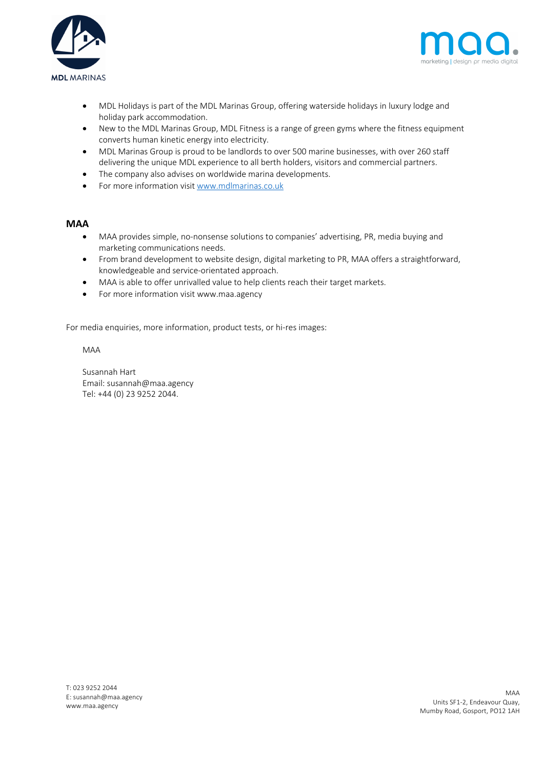- MDL Holidays is part of the MDL Marinas Group, offering waterside holidays in luxury lodge and holiday park accommodation.
- New to the MDL Marinas Group, MDL Fitness is a range of green gyms where the fitness equipment converts human kinetic energy into electricity.
- MDL Marinas Group is proud to be landlords to over 500 marine businesses, with over 260 staff delivering the unique MDL experience to all berth holders, visitors and commercial partners.
- The company also advises on worldwide marina developments.
- For more information visit www.mdlmarinas.co.uk

## MAA

- MAA provides simple, no-nonsense solutions to companies' advertising, PR, media buying and marketing communications needs.
- From brand development to website design, digital marketing to PR, MAA offers a straightforward, knowledgeable and service-orientated approach.
- MAA is able to offer unrivalled value to help clients reach their target markets.
- For more information visit www.maa.agency

For media enquiries, more information, product tests, or hi-res images:

MAA

Susannah Hart
Email: susannah@maa.agency
Tel: +44 (0) 23 9252 2044.

T: 023 9252 2044
E: susannah@maa.agency
www.maa.agency

MAA
Units SF1-2, Endeavour Quay,
Mumby Road, Gosport, PO12 1AH